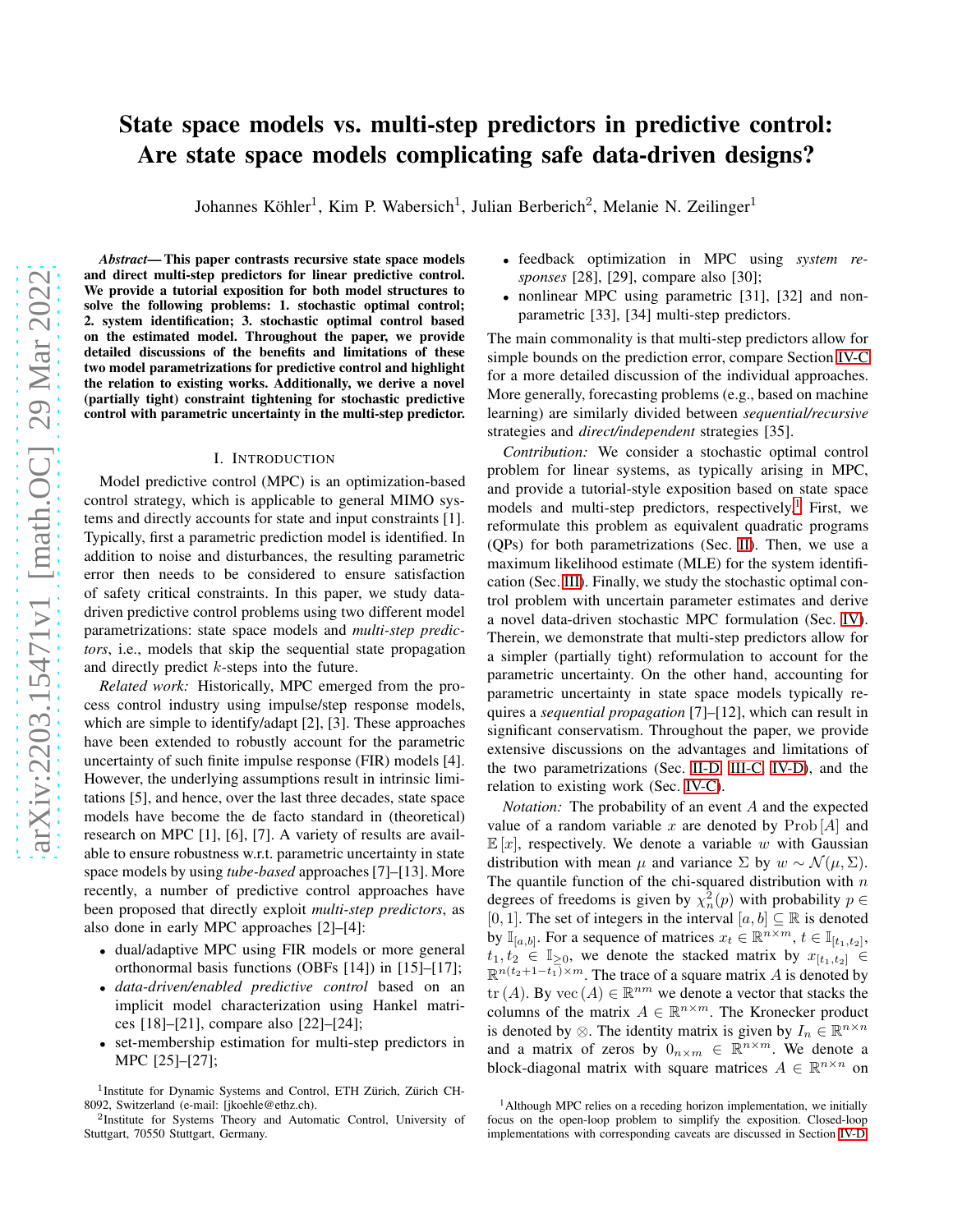# State space models vs. multi-step predictors in predictive control: Are state space models complicating safe data-driven designs?

Johannes Köhler[1], Kim P. Wabersich[1], Julian Berberich[2], Melanie N. Zeilinger[1]

***Abstract*— This paper contrasts recursive state space models and direct multi-step predictors for linear predictive control. We provide a tutorial exposition for both model structures to solve the following problems: 1. stochastic optimal control; 2. system identification; 3. stochastic optimal control based on the estimated model. Throughout the paper, we provide detailed discussions of the benefits and limitations of these two model parametrizations for predictive control and highlight the relation to existing works. Additionally, we derive a novel (partially tight) constraint tightening for stochastic predictive control with parametric uncertainty in the multi-step predictor.**

## I. Introduction

Model predictive control (MPC) is an optimization-based control strategy, which is applicable to general MIMO systems and directly accounts for state and input constraints [1]. Typically, first a parametric prediction model is identified. In addition to noise and disturbances, the resulting parametric error then needs to be considered to ensure satisfaction of safety critical constraints. In this paper, we study data-driven predictive control problems using two different model parametrizations: state space models and *multi-step predictors*, i.e., models that skip the sequential state propagation and directly predict $k$-steps into the future.

*Related work:* Historically, MPC emerged from the process control industry using impulse/step response models, which are simple to identify/adapt [2], [3]. These approaches have been extended to robustly account for the parametric uncertainty of such finite impulse response (FIR) models [4]. However, the underlying assumptions result in intrinsic limitations [5], and hence, over the last three decades, state space models have become the de facto standard in (theoretical) research on MPC [1], [6], [7]. A variety of results are available to ensure robustness w.r.t. parametric uncertainty in state space models by using *tube-based* approaches [7]–[13]. More recently, a number of predictive control approaches have been proposed that directly exploit *multi-step predictors*, as also done in early MPC approaches [2]–[4]:

- dual/adaptive MPC using FIR models or more general orthonormal basis functions (OBFs [14]) in [15]–[17];
- *data-driven/enabled predictive control* based on an implicit model characterization using Hankel matrices [18]–[21], compare also [22]–[24];
- set-membership estimation for multi-step predictors in MPC [25]–[27];
- feedback optimization in MPC using *system responses* [28], [29], compare also [30];
- nonlinear MPC using parametric [31], [32] and non-parametric [33], [34] multi-step predictors.

The main commonality is that multi-step predictors allow for simple bounds on the prediction error, compare Section IV-C for a more detailed discussion of the individual approaches. More generally, forecasting problems (e.g., based on machine learning) are similarly divided between *sequential/recursive* strategies and *direct/independent* strategies [35].

*Contribution:* We consider a stochastic optimal control problem for linear systems, as typically arising in MPC, and provide a tutorial-style exposition based on state space models and multi-step predictors, respectively.[1] First, we reformulate this problem as equivalent quadratic programs (QPs) for both parametrizations (Sec. II). Then, we use a maximum likelihood estimate (MLE) for the system identification (Sec. III). Finally, we study the stochastic optimal control problem with uncertain parameter estimates and derive a novel data-driven stochastic MPC formulation (Sec. IV). Therein, we demonstrate that multi-step predictors allow for a simpler (partially tight) reformulation to account for the parametric uncertainty. On the other hand, accounting for parametric uncertainty in state space models typically requires a *sequential propagation* [7]–[12], which can result in significant conservatism. Throughout the paper, we provide extensive discussions on the advantages and limitations of the two parametrizations (Sec. II-D, III-C, IV-D), and the relation to existing work (Sec. IV-C).

*Notation:* The probability of an event $A$ and the expected value of a random variable $x$ are denoted by $\text{Prob}[A]$ and $\mathbb{E}[x]$, respectively. We denote a variable $w$ with Gaussian distribution with mean $\mu$ and variance $\Sigma$ by $w \sim \mathcal{N}(\mu, \Sigma)$. The quantile function of the chi-squared distribution with $n$ degrees of freedoms is given by $\chi^2_n(p)$ with probability $p \in [0, 1]$. The set of integers in the interval $[a, b] \subseteq \mathbb{R}$ is denoted by $\mathbb{I}_{[a,b]}$. For a sequence of matrices $x_t \in \mathbb{R}^{n \times m}$, $t \in \mathbb{I}_{[t_1,t_2]}$, $t_1, t_2 \in \mathbb{I}_{\geq 0}$, we denote the stacked matrix by $x_{[t_1,t_2]} \in \mathbb{R}^{n(t_2+1-t_1) \times m}$. The trace of a square matrix $A$ is denoted by $\text{tr}(A)$. By $\text{vec}(A) \in \mathbb{R}^{nm}$ we denote a vector that stacks the columns of the matrix $A \in \mathbb{R}^{n \times m}$. The Kronecker product is denoted by $\otimes$. The identity matrix is given by $I_n \in \mathbb{R}^{n \times n}$ and a matrix of zeros by $0_{n \times m} \in \mathbb{R}^{n \times m}$. We denote a block-diagonal matrix with square matrices $A \in \mathbb{R}^{n \times n}$ on

[1]Institute for Dynamic Systems and Control, ETH Zürich, Zürich CH-8092, Switzerland (e-mail: [jkoehle@ethz.ch).

[2]Institute for Systems Theory and Automatic Control, University of Stuttgart, 70550 Stuttgart, Germany.

[1]Although MPC relies on a receding horizon implementation, we initially focus on the open-loop problem to simplify the exposition. Closed-loop implementations with corresponding caveats are discussed in Section IV-D.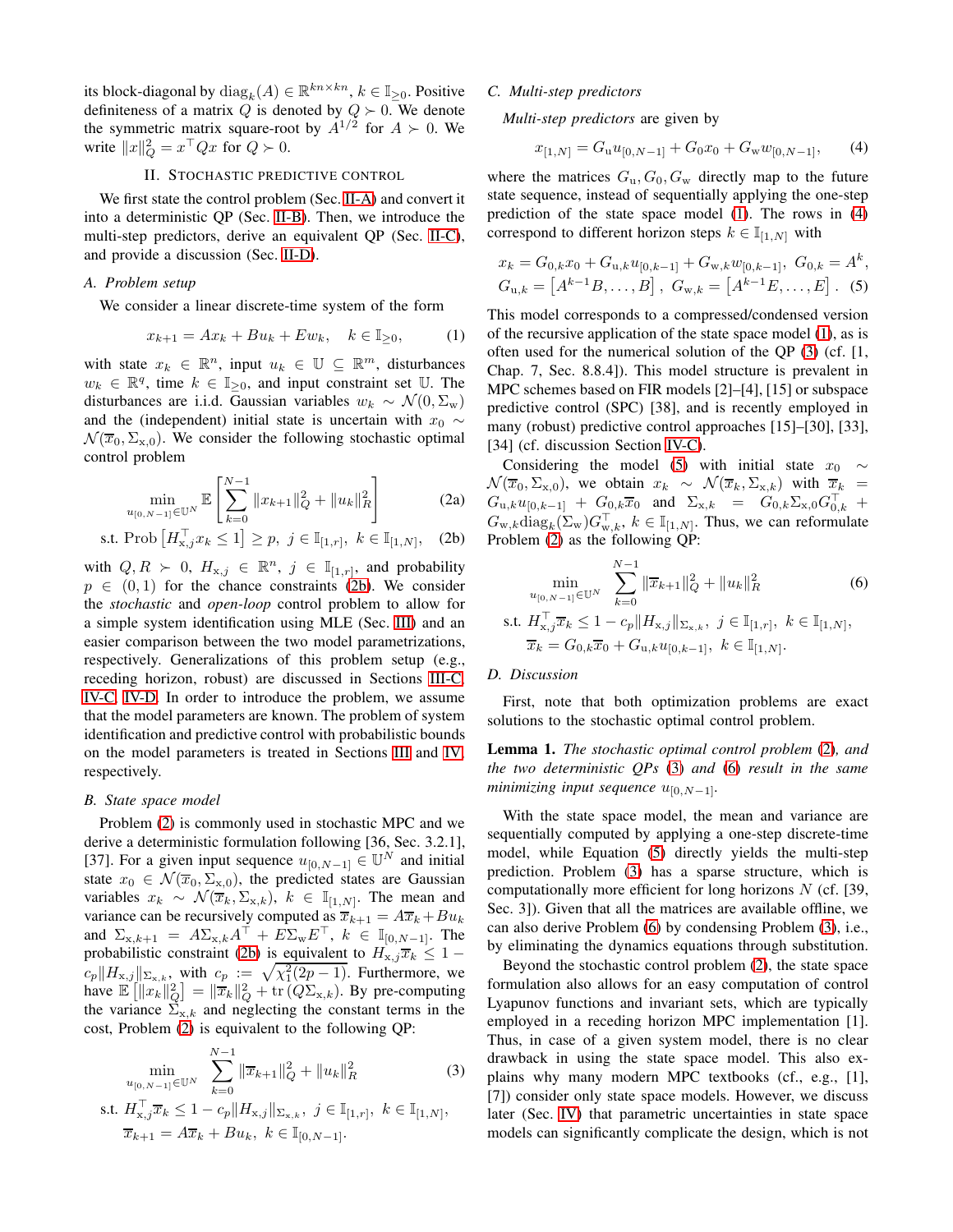its block-diagonal by $\mathrm{diag}_k(A) \in \mathbb{R}^{kn \times kn}$, $k \in \mathbb{I}_{\geq 0}$. Positive definiteness of a matrix $Q$ is denoted by $Q \succ 0$. We denote the symmetric matrix square-root by $A^{1/2}$ for $A \succ 0$. We write $\|x\|_Q^2 = x^\top Q x$ for $Q \succ 0$.

## II. Stochastic predictive control

We first state the control problem (Sec. II-A) and convert it into a deterministic QP (Sec. II-B). Then, we introduce the multi-step predictors, derive an equivalent QP (Sec. II-C), and provide a discussion (Sec. II-D).

### A. Problem setup

We consider a linear discrete-time system of the form

$$x_{k+1} = Ax_k + Bu_k + Ew_k, \quad k \in \mathbb{I}_{\geq 0}, \tag{1}$$

with state $x_k \in \mathbb{R}^n$, input $u_k \in \mathbb{U} \subseteq \mathbb{R}^m$, disturbances $w_k \in \mathbb{R}^q$, time $k \in \mathbb{I}_{\geq 0}$, and input constraint set $\mathbb{U}$. The disturbances are i.i.d. Gaussian variables $w_k \sim \mathcal{N}(0, \Sigma_\mathrm{w})$ and the (independent) initial state is uncertain with $x_0 \sim \mathcal{N}(\overline{x}_0, \Sigma_{\mathrm{x},0})$. We consider the following stochastic optimal control problem

$$\min_{u_{[0,N-1]} \in \mathbb{U}^N} \mathbb{E}\left[\sum_{k=0}^{N-1} \|x_{k+1}\|_Q^2 + \|u_k\|_R^2\right] \tag{2a}$$

$$\text{s.t. } \mathrm{Prob}\left[H_{\mathrm{x},j}^\top x_k \leq 1\right] \geq p, \ j \in \mathbb{I}_{[1,r]}, \ k \in \mathbb{I}_{[1,N]}, \tag{2b}$$

with $Q, R \succ 0$, $H_{\mathrm{x},j} \in \mathbb{R}^n$, $j \in \mathbb{I}_{[1,r]}$, and probability $p \in (0,1)$ for the chance constraints (2b). We consider the *stochastic* and *open-loop* control problem to allow for a simple system identification using MLE (Sec. III) and an easier comparison between the two model parametrizations, respectively. Generalizations of this problem setup (e.g., receding horizon, robust) are discussed in Sections III-C, IV-C, IV-D. In order to introduce the problem, we assume that the model parameters are known. The problem of system identification and predictive control with probabilistic bounds on the model parameters is treated in Sections III and IV, respectively.

### B. State space model

Problem (2) is commonly used in stochastic MPC and we derive a deterministic formulation following [36, Sec. 3.2.1], [37]. For a given input sequence $u_{[0,N-1]} \in \mathbb{U}^N$ and initial state $x_0 \in \mathcal{N}(\overline{x}_0, \Sigma_{\mathrm{x},0})$, the predicted states are Gaussian variables $x_k \sim \mathcal{N}(\overline{x}_k, \Sigma_{\mathrm{x},k})$, $k \in \mathbb{I}_{[1,N]}$. The mean and variance can be recursively computed as $\overline{x}_{k+1} = A\overline{x}_k + Bu_k$ and $\Sigma_{\mathrm{x},k+1} = A\Sigma_{\mathrm{x},k}A^\top + E\Sigma_\mathrm{w}E^\top$, $k \in \mathbb{I}_{[0,N-1]}$. The probabilistic constraint (2b) is equivalent to $H_{\mathrm{x},j}^\top \overline{x}_k \leq 1 - c_p\|H_{\mathrm{x},j}\|_{\Sigma_{\mathrm{x},k}}$, with $c_p := \sqrt{\chi_1^2(2p-1)}$. Furthermore, we have $\mathbb{E}\left[\|x_k\|_Q^2\right] = \|\overline{x}_k\|_Q^2 + \mathrm{tr}\left(Q\Sigma_{\mathrm{x},k}\right)$. By pre-computing the variance $\Sigma_{\mathrm{x},k}$ and neglecting the constant terms in the cost, Problem (2) is equivalent to the following QP:

$$\min_{u_{[0,N-1]} \in \mathbb{U}^N} \sum_{k=0}^{N-1} \|\overline{x}_{k+1}\|_Q^2 + \|u_k\|_R^2 \tag{3}$$

$$\text{s.t. } H_{\mathrm{x},j}^\top \overline{x}_k \leq 1 - c_p\|H_{\mathrm{x},j}\|_{\Sigma_{\mathrm{x},k}}, \ j \in \mathbb{I}_{[1,r]}, \ k \in \mathbb{I}_{[1,N]},$$
$$\overline{x}_{k+1} = A\overline{x}_k + Bu_k, \ k \in \mathbb{I}_{[0,N-1]}.$$

### C. Multi-step predictors

*Multi-step predictors* are given by

$$x_{[1,N]} = G_\mathrm{u} u_{[0,N-1]} + G_0 x_0 + G_\mathrm{w} w_{[0,N-1]}, \tag{4}$$

where the matrices $G_\mathrm{u}, G_0, G_\mathrm{w}$ directly map to the future state sequence, instead of sequentially applying the one-step prediction of the state space model (1). The rows in (4) correspond to different horizon steps $k \in \mathbb{I}_{[1,N]}$ with

$$x_k = G_{0,k}x_0 + G_{\mathrm{u},k}u_{[0,k-1]} + G_{\mathrm{w},k}w_{[0,k-1]}, \ G_{0,k} = A^k,$$
$$G_{\mathrm{u},k} = \left[A^{k-1}B, \ldots, B\right], \ G_{\mathrm{w},k} = \left[A^{k-1}E, \ldots, E\right]. \tag{5}$$

This model corresponds to a compressed/condensed version of the recursive application of the state space model (1), as is often used for the numerical solution of the QP (3) (cf. [1, Chap. 7, Sec. 8.8.4]). This model structure is prevalent in MPC schemes based on FIR models [2]–[4], [15] or subspace predictive control (SPC) [38], and is recently employed in many (robust) predictive control approaches [15]–[30], [33], [34] (cf. discussion Section IV-C).

Considering the model (5) with initial state $x_0 \sim \mathcal{N}(\overline{x}_0, \Sigma_{\mathrm{x},0})$, we obtain $x_k \sim \mathcal{N}(\overline{x}_k, \Sigma_{\mathrm{x},k})$ with $\overline{x}_k = G_{\mathrm{u},k}u_{[0,k-1]} + G_{0,k}\overline{x}_0$ and $\Sigma_{\mathrm{x},k} = G_{0,k}\Sigma_{\mathrm{x},0}G_{0,k}^\top + G_{\mathrm{w},k}\mathrm{diag}_k(\Sigma_\mathrm{w})G_{\mathrm{w},k}^\top$, $k \in \mathbb{I}_{[1,N]}$. Thus, we can reformulate Problem (2) as the following QP:

$$\min_{u_{[0,N-1]} \in \mathbb{U}^N} \sum_{k=0}^{N-1} \|\overline{x}_{k+1}\|_Q^2 + \|u_k\|_R^2 \tag{6}$$

$$\text{s.t. } H_{\mathrm{x},j}^\top \overline{x}_k \leq 1 - c_p\|H_{\mathrm{x},j}\|_{\Sigma_{\mathrm{x},k}}, \ j \in \mathbb{I}_{[1,r]}, \ k \in \mathbb{I}_{[1,N]},$$
$$\overline{x}_k = G_{0,k}\overline{x}_0 + G_{\mathrm{u},k}u_{[0,k-1]}, \ k \in \mathbb{I}_{[1,N]}.$$

### D. Discussion

First, note that both optimization problems are exact solutions to the stochastic optimal control problem.

**Lemma 1.** *The stochastic optimal control problem (2), and the two deterministic QPs (3) and (6) result in the same minimizing input sequence $u_{[0,N-1]}$.*

With the state space model, the mean and variance are sequentially computed by applying a one-step discrete-time model, while Equation (5) directly yields the multi-step prediction. Problem (3) has a sparse structure, which is computationally more efficient for long horizons $N$ (cf. [39, Sec. 3]). Given that all the matrices are available offline, we can also derive Problem (6) by condensing Problem (3), i.e., by eliminating the dynamics equations through substitution.

Beyond the stochastic control problem (2), the state space formulation also allows for an easy computation of control Lyapunov functions and invariant sets, which are typically employed in a receding horizon MPC implementation [1]. Thus, in case of a given system model, there is no clear drawback in using the state space model. This also explains why many modern MPC textbooks (cf., e.g., [1], [7]) consider only state space models. However, we discuss later (Sec. IV) that parametric uncertainties in state space models can significantly complicate the design, which is not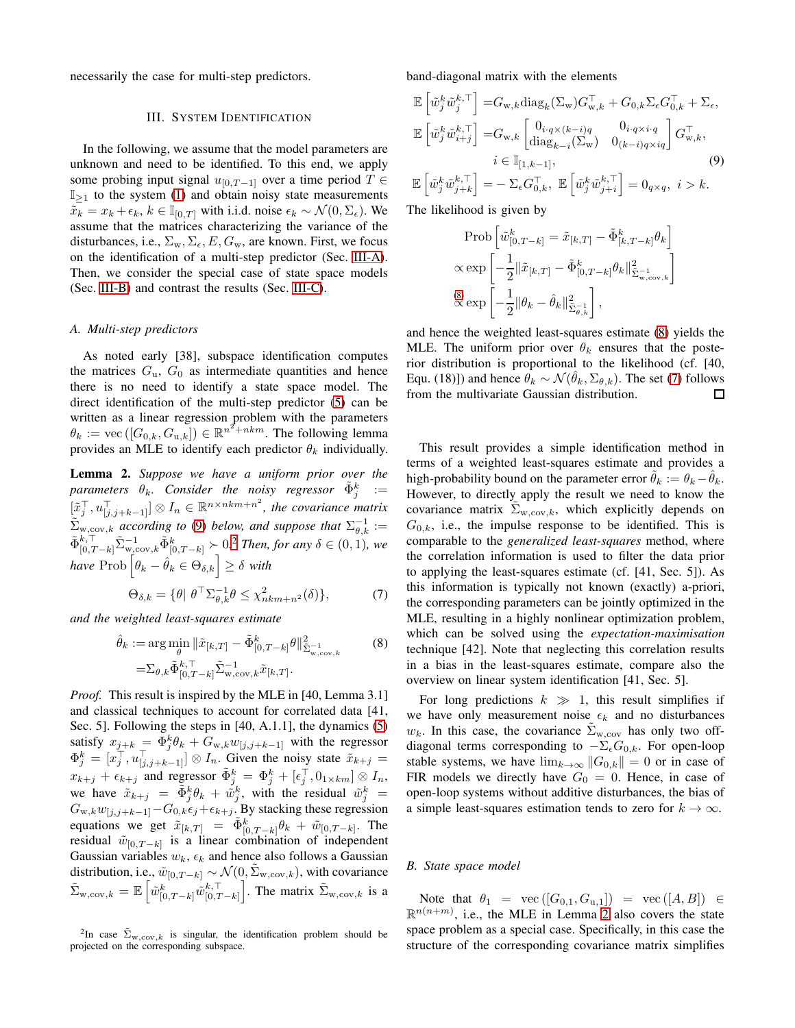necessarily the case for multi-step predictors.

## III. System Identification

In the following, we assume that the model parameters are unknown and need to be identified. To this end, we apply some probing input signal $u_{[0,T-1]}$ over a time period $T \in \mathbb{I}_{\geq 1}$ to the system (1) and obtain noisy state measurements $\tilde{x}_k = x_k + \epsilon_k$, $k \in \mathbb{I}_{[0,T]}$ with i.i.d. noise $\epsilon_k \sim \mathcal{N}(0, \Sigma_\epsilon)$. We assume that the matrices characterizing the variance of the disturbances, i.e., $\Sigma_{\mathrm{w}}, \Sigma_\epsilon, E, G_{\mathrm{w}}$, are known. First, we focus on the identification of a multi-step predictor (Sec. III-A). Then, we consider the special case of state space models (Sec. III-B) and contrast the results (Sec. III-C).

### A. Multi-step predictors

As noted early [38], subspace identification computes the matrices $G_{\mathrm{u}}$, $G_0$ as intermediate quantities and hence there is no need to identify a state space model. The direct identification of the multi-step predictor (5) can be written as a linear regression problem with the parameters $\theta_k := \mathrm{vec}\left([G_{0,k}, G_{\mathrm{u},k}]\right) \in \mathbb{R}^{n^2+nkm}$. The following lemma provides an MLE to identify each predictor $\theta_k$ individually.

**Lemma 2.** *Suppose we have a uniform prior over the parameters $\theta_k$. Consider the noisy regressor $\tilde{\Phi}_j^k := [\tilde{x}_j^\top, u_{[j,j+k-1]}^\top] \otimes I_n \in \mathbb{R}^{n \times nkm+n^2}$, the covariance matrix $\tilde{\Sigma}_{\mathrm{w,cov},k}$ according to (9) below, and suppose that $\Sigma_{\theta,k}^{-1} := \tilde{\Phi}_{[0,T-k]}^{k,\top} \tilde{\Sigma}_{\mathrm{w,cov},k}^{-1} \tilde{\Phi}_{[0,T-k]}^{k} \succ 0$.[2] Then, for any $\delta \in (0,1)$, we have $\mathrm{Prob}\left[\theta_k - \hat{\theta}_k \in \Theta_{\delta,k}\right] \geq \delta$ with*

$$\Theta_{\delta,k} = \{\theta |\ \theta^\top \Sigma_{\theta,k}^{-1} \theta \leq \chi^2_{nkm+n^2}(\delta)\}, \tag{7}$$

*and the weighted least-squares estimate*

$$\begin{aligned} \hat{\theta}_k :=& \arg\min_\theta \|\tilde{x}_{[k,T]} - \tilde{\Phi}_{[0,T-k]}^k \theta\|^2_{\tilde{\Sigma}_{\mathrm{w,cov},k}^{-1}} \\ =& \Sigma_{\theta,k} \tilde{\Phi}_{[0,T-k]}^{k,\top} \tilde{\Sigma}_{\mathrm{w,cov},k}^{-1} \tilde{x}_{[k,T]}. \end{aligned} \tag{8}$$

*Proof.* This result is inspired by the MLE in [40, Lemma 3.1] and classical techniques to account for correlated data [41, Sec. 5]. Following the steps in [40, A.1.1], the dynamics (5) satisfy $x_{j+k} = \Phi_j^k \theta_k + G_{\mathrm{w},k} w_{[j,j+k-1]}$ with the regressor $\Phi_j^k = [x_j^\top, u_{[j,j+k-1]}^\top] \otimes I_n$. Given the noisy state $\tilde{x}_{k+j} = x_{k+j} + \epsilon_{k+j}$ and regressor $\tilde{\Phi}_j^k = \Phi_j^k + [\epsilon_j^\top, 0_{1\times km}] \otimes I_n$, we have $\tilde{x}_{k+j} = \tilde{\Phi}_j^k \theta_k + \tilde{w}_j^k$, with the residual $\tilde{w}_j^k = G_{\mathrm{w},k} w_{[j,j+k-1]} - G_{0,k}\epsilon_j + \epsilon_{k+j}$. By stacking these regression equations we get $\tilde{x}_{[k,T]} = \tilde{\Phi}_{[0,T-k]}^k \theta_k + \tilde{w}_{[0,T-k]}$. The residual $\tilde{w}_{[0,T-k]}$ is a linear combination of independent Gaussian variables $w_k$, $\epsilon_k$ and hence also follows a Gaussian distribution, i.e., $\tilde{w}_{[0,T-k]} \sim \mathcal{N}(0, \tilde{\Sigma}_{\mathrm{w,cov},k})$, with covariance $\tilde{\Sigma}_{\mathrm{w,cov},k} = \mathbb{E}\left[\tilde{w}_{[0,T-k]}^k \tilde{w}_{[0,T-k]}^{k,\top}\right]$. The matrix $\tilde{\Sigma}_{\mathrm{w,cov},k}$ is a band-diagonal matrix with the elements

$$\begin{aligned} \mathbb{E}\left[\tilde{w}_j^k \tilde{w}_j^{k,\top}\right] =& G_{\mathrm{w},k} \mathrm{diag}_k(\Sigma_{\mathrm{w}}) G_{\mathrm{w},k}^\top + G_{0,k} \Sigma_\epsilon G_{0,k}^\top + \Sigma_\epsilon, \\ \mathbb{E}\left[\tilde{w}_j^k \tilde{w}_{i+j}^{k,\top}\right] =& G_{\mathrm{w},k} \begin{bmatrix} 0_{i\cdot q \times (k-i)q} & 0_{i\cdot q \times i \cdot q} \\ \mathrm{diag}_{k-i}(\Sigma_{\mathrm{w}}) & 0_{(k-i)q \times iq} \end{bmatrix} G_{\mathrm{w},k}^\top, \\ & i \in \mathbb{I}_{[1,k-1]}, \\ \mathbb{E}\left[\tilde{w}_j^k \tilde{w}_{j+k}^{k,\top}\right] =& -\Sigma_\epsilon G_{0,k}^\top,\ \mathbb{E}\left[\tilde{w}_j^k \tilde{w}_{j+i}^{k,\top}\right] = 0_{q\times q},\ i > k. \end{aligned} \tag{9}$$

The likelihood is given by

$$\begin{aligned} & \mathrm{Prob}\left[\tilde{w}_{[0,T-k]}^k = \tilde{x}_{[k,T]} - \tilde{\Phi}_{[k,T-k]}^k \theta_k\right] \\ \propto & \exp\left[-\frac{1}{2}\|\tilde{x}_{[k,T]} - \tilde{\Phi}_{[0,T-k]}^k \theta_k\|^2_{\tilde{\Sigma}_{\mathrm{w,cov},k}^{-1}}\right] \\ \overset{(8)}{\propto} & \exp\left[-\frac{1}{2}\|\theta_k - \hat{\theta}_k\|^2_{\Sigma_{\theta,k}^{-1}}\right], \end{aligned}$$

and hence the weighted least-squares estimate (8) yields the MLE. The uniform prior over $\theta_k$ ensures that the posterior distribution is proportional to the likelihood (cf. [40, Equ. (18)]) and hence $\theta_k \sim \mathcal{N}(\hat{\theta}_k, \Sigma_{\theta,k})$. The set (7) follows from the multivariate Gaussian distribution. □

This result provides a simple identification method in terms of a weighted least-squares estimate and provides a high-probability bound on the parameter error $\tilde{\theta}_k := \theta_k - \hat{\theta}_k$. However, to directly apply the result we need to know the covariance matrix $\tilde{\Sigma}_{\mathrm{w,cov},k}$, which explicitly depends on $G_{0,k}$, i.e., the impulse response to be identified. This is comparable to the *generalized least-squares* method, where the correlation information is used to filter the data prior to applying the least-squares estimate (cf. [41, Sec. 5]). As this information is typically not known (exactly) a-priori, the corresponding parameters can be jointly optimized in the MLE, resulting in a highly nonlinear optimization problem, which can be solved using the *expectation-maximisation* technique [42]. Note that neglecting this correlation results in a bias in the least-squares estimate, compare also the overview on linear system identification [41, Sec. 5].

For long predictions $k \gg 1$, this result simplifies if we have only measurement noise $\epsilon_k$ and no disturbances $w_k$. In this case, the covariance $\tilde{\Sigma}_{\mathrm{w,cov}}$ has only two off-diagonal terms corresponding to $-\Sigma_\epsilon G_{0,k}$. For open-loop stable systems, we have $\lim_{k\to\infty} \|G_{0,k}\| = 0$ or in case of FIR models we directly have $G_0 = 0$. Hence, in case of open-loop systems without additive disturbances, the bias of a simple least-squares estimation tends to zero for $k \to \infty$.

### B. State space model

Note that $\theta_1 = \mathrm{vec}\left([G_{0,1}, G_{\mathrm{u},1}]\right) = \mathrm{vec}\left([A, B]\right) \in \mathbb{R}^{n(n+m)}$, i.e., the MLE in Lemma 2 also covers the state space problem as a special case. Specifically, in this case the structure of the corresponding covariance matrix simplifies

[2] In case $\tilde{\Sigma}_{\mathrm{w,cov},k}$ is singular, the identification problem should be projected on the corresponding subspace.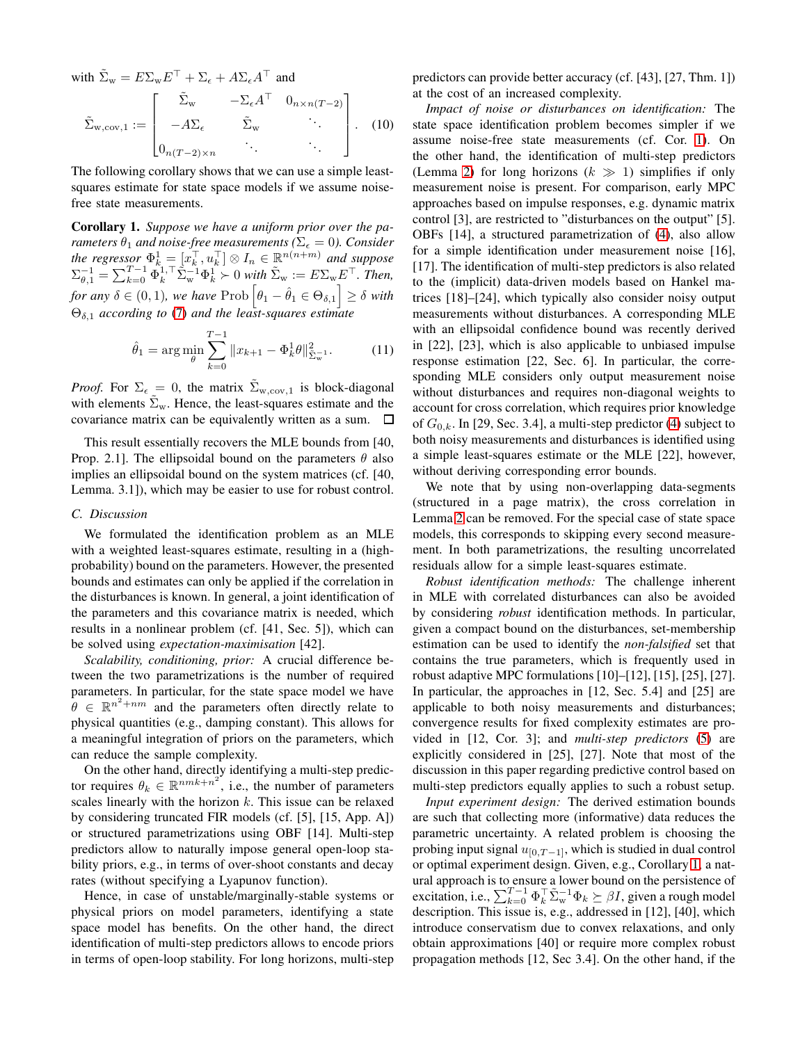with $\tilde{\Sigma}_\mathrm{w} = E\Sigma_\mathrm{w} E^\top + \Sigma_\epsilon + A\Sigma_\epsilon A^\top$ and

$$\tilde{\Sigma}_{\mathrm{w,cov},1} := \begin{bmatrix} \tilde{\Sigma}_\mathrm{w} & -\Sigma_\epsilon A^\top & 0_{n\times n(T-2)} \\ -A\Sigma_\epsilon & \tilde{\Sigma}_\mathrm{w} & \ddots \\ 0_{n(T-2)\times n} & \ddots & \ddots \end{bmatrix}. \quad (10)$$

The following corollary shows that we can use a simple least-squares estimate for state space models if we assume noise-free state measurements.

**Corollary 1.** *Suppose we have a uniform prior over the parameters $\theta_1$ and noise-free measurements ($\Sigma_\epsilon = 0$). Consider the regressor $\Phi_k^1 = [x_k^\top, u_k^\top] \otimes I_n \in \mathbb{R}^{n(n+m)}$ and suppose $\Sigma_{\theta,1}^{-1} = \sum_{k=0}^{T-1} \Phi_k^{1,\top} \tilde{\Sigma}_\mathrm{w}^{-1} \Phi_k^1 \succ 0$ with $\tilde{\Sigma}_\mathrm{w} := E\Sigma_\mathrm{w} E^\top$. Then, for any $\delta \in (0,1)$, we have $\mathrm{Prob}\left[\theta_1 - \hat{\theta}_1 \in \Theta_{\delta,1}\right] \geq \delta$ with $\Theta_{\delta,1}$ according to (7) and the least-squares estimate*

$$\hat{\theta}_1 = \arg\min_\theta \sum_{k=0}^{T-1} \|x_{k+1} - \Phi_k^1 \theta\|^2_{\tilde{\Sigma}_\mathrm{w}^{-1}}. \quad (11)$$

*Proof.* For $\Sigma_\epsilon = 0$, the matrix $\tilde{\Sigma}_{\mathrm{w,cov},1}$ is block-diagonal with elements $\tilde{\Sigma}_\mathrm{w}$. Hence, the least-squares estimate and the covariance matrix can be equivalently written as a sum. □

This result essentially recovers the MLE bounds from [40, Prop. 2.1]. The ellipsoidal bound on the parameters $\theta$ also implies an ellipsoidal bound on the system matrices (cf. [40, Lemma. 3.1]), which may be easier to use for robust control.

### C. Discussion

We formulated the identification problem as an MLE with a weighted least-squares estimate, resulting in a (high-probability) bound on the parameters. However, the presented bounds and estimates can only be applied if the correlation in the disturbances is known. In general, a joint identification of the parameters and this covariance matrix is needed, which results in a nonlinear problem (cf. [41, Sec. 5]), which can be solved using *expectation-maximisation* [42].

*Scalability, conditioning, prior:* A crucial difference between the two parametrizations is the number of required parameters. In particular, for the state space model we have $\theta \in \mathbb{R}^{n^2+nm}$ and the parameters often directly relate to physical quantities (e.g., damping constant). This allows for a meaningful integration of priors on the parameters, which can reduce the sample complexity.

On the other hand, directly identifying a multi-step predictor requires $\theta_k \in \mathbb{R}^{nmk+n^2}$, i.e., the number of parameters scales linearly with the horizon $k$. This issue can be relaxed by considering truncated FIR models (cf. [5], [15, App. A]) or structured parametrizations using OBF [14]. Multi-step predictors allow to naturally impose general open-loop stability priors, e.g., in terms of over-shoot constants and decay rates (without specifying a Lyapunov function).

Hence, in case of unstable/marginally-stable systems or physical priors on model parameters, identifying a state space model has benefits. On the other hand, the direct identification of multi-step predictors allows to encode priors in terms of open-loop stability. For long horizons, multi-step predictors can provide better accuracy (cf. [43], [27, Thm. 1]) at the cost of an increased complexity.

*Impact of noise or disturbances on identification:* The state space identification problem becomes simpler if we assume noise-free state measurements (cf. Cor. 1). On the other hand, the identification of multi-step predictors (Lemma 2) for long horizons ($k \gg 1$) simplifies if only measurement noise is present. For comparison, early MPC approaches based on impulse responses, e.g. dynamic matrix control [3], are restricted to "disturbances on the output" [5]. OBFs [14], a structured parametrization of (4), also allow for a simple identification under measurement noise [16], [17]. The identification of multi-step predictors is also related to the (implicit) data-driven models based on Hankel matrices [18]–[24], which typically also consider noisy output measurements without disturbances. A corresponding MLE with an ellipsoidal confidence bound was recently derived in [22], [23], which is also applicable to unbiased impulse response estimation [22, Sec. 6]. In particular, the corresponding MLE considers only output measurement noise without disturbances and requires non-diagonal weights to account for cross correlation, which requires prior knowledge of $G_{0,k}$. In [29, Sec. 3.4], a multi-step predictor (4) subject to both noisy measurements and disturbances is identified using a simple least-squares estimate or the MLE [22], however, without deriving corresponding error bounds.

We note that by using non-overlapping data-segments (structured in a page matrix), the cross correlation in Lemma 2 can be removed. For the special case of state space models, this corresponds to skipping every second measurement. In both parametrizations, the resulting uncorrelated residuals allow for a simple least-squares estimate.

*Robust identification methods:* The challenge inherent in MLE with correlated disturbances can also be avoided by considering *robust* identification methods. In particular, given a compact bound on the disturbances, set-membership estimation can be used to identify the *non-falsified* set that contains the true parameters, which is frequently used in robust adaptive MPC formulations [10]–[12], [15], [25], [27]. In particular, the approaches in [12, Sec. 5.4] and [25] are applicable to both noisy measurements and disturbances; convergence results for fixed complexity estimates are provided in [12, Cor. 3]; and *multi-step predictors* (5) are explicitly considered in [25], [27]. Note that most of the discussion in this paper regarding predictive control based on multi-step predictors equally applies to such a robust setup.

*Input experiment design:* The derived estimation bounds are such that collecting more (informative) data reduces the parametric uncertainty. A related problem is choosing the probing input signal $u_{[0,T-1]}$, which is studied in dual control or optimal experiment design. Given, e.g., Corollary 1, a natural approach is to ensure a lower bound on the persistence of excitation, i.e., $\sum_{k=0}^{T-1} \Phi_k^\top \tilde{\Sigma}_\mathrm{w}^{-1} \Phi_k \succeq \beta I$, given a rough model description. This issue is, e.g., addressed in [12], [40], which introduce conservatism due to convex relaxations, and only obtain approximations [40] or require more complex robust propagation methods [12, Sec 3.4]. On the other hand, if the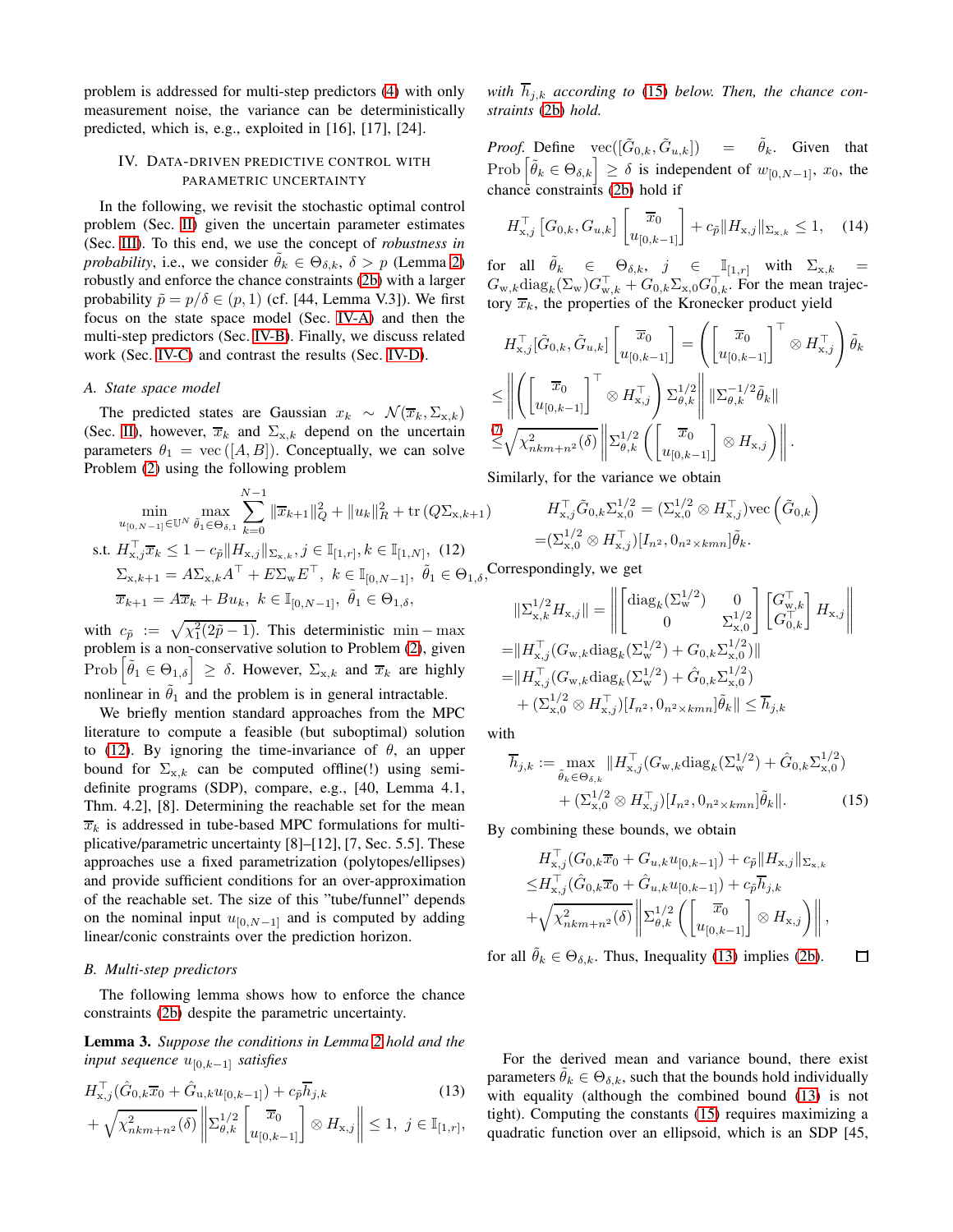problem is addressed for multi-step predictors (4) with only measurement noise, the variance can be deterministically predicted, which is, e.g., exploited in [16], [17], [24].

## IV. Data-driven predictive control with parametric uncertainty

In the following, we revisit the stochastic optimal control problem (Sec. II) given the uncertain parameter estimates (Sec. III). To this end, we use the concept of *robustness in probability*, i.e., we consider $\tilde{\theta}_k \in \Theta_{\delta,k}$, $\delta > p$ (Lemma 2) robustly and enforce the chance constraints (2b) with a larger probability $\tilde{p} = p/\delta \in (p, 1)$ (cf. [44, Lemma V.3]). We first focus on the state space model (Sec. IV-A) and then the multi-step predictors (Sec. IV-B). Finally, we discuss related work (Sec. IV-C) and contrast the results (Sec. IV-D).

### A. State space model

The predicted states are Gaussian $x_k \sim \mathcal{N}(\overline{x}_k, \Sigma_{\mathrm{x},k})$ (Sec. II), however, $\overline{x}_k$ and $\Sigma_{\mathrm{x},k}$ depend on the uncertain parameters $\theta_1 = \mathrm{vec}([A, B])$. Conceptually, we can solve Problem (2) using the following problem

$$
\begin{aligned}
\min_{u_{[0,N-1]}\in\mathbb{U}^N} \max_{\tilde{\theta}_1\in\Theta_{\delta,1}} & \sum_{k=0}^{N-1} \|\overline{x}_{k+1}\|_Q^2 + \|u_k\|_R^2 + \mathrm{tr}\left(Q\Sigma_{\mathrm{x},k+1}\right) \\
\text{s.t. } & H_{\mathrm{x},j}^\top \overline{x}_k \leq 1 - c_{\tilde{p}}\|H_{\mathrm{x},j}\|_{\Sigma_{\mathrm{x},k}}, j\in\mathbb{I}_{[1,r]}, k\in\mathbb{I}_{[1,N]}, \quad (12)\\
& \Sigma_{\mathrm{x},k+1} = A\Sigma_{\mathrm{x},k}A^\top + E\Sigma_{\mathrm{w}}E^\top,\ k\in\mathbb{I}_{[0,N-1]},\ \tilde{\theta}_1\in\Theta_{1,\delta},\\
& \overline{x}_{k+1} = A\overline{x}_k + Bu_k,\ k\in\mathbb{I}_{[0,N-1]},\ \tilde{\theta}_1\in\Theta_{1,\delta},
\end{aligned}
$$

with $c_{\tilde{p}} := \sqrt{\chi_1^2(2\tilde{p}-1)}$. This deterministic $\min-\max$ problem is a non-conservative solution to Problem (2), given $\mathrm{Prob}\left[\tilde{\theta}_1 \in \Theta_{1,\delta}\right] \geq \delta$. However, $\Sigma_{\mathrm{x},k}$ and $\overline{x}_k$ are highly nonlinear in $\tilde{\theta}_1$ and the problem is in general intractable.

We briefly mention standard approaches from the MPC literature to compute a feasible (but suboptimal) solution to (12). By ignoring the time-invariance of $\theta$, an upper bound for $\Sigma_{\mathrm{x},k}$ can be computed offline(!) using semi-definite programs (SDP), compare, e.g., [40, Lemma 4.1, Thm. 4.2], [8]. Determining the reachable set for the mean $\overline{x}_k$ is addressed in tube-based MPC formulations for multi-plicative/parametric uncertainty [8]–[12], [7, Sec. 5.5]. These approaches use a fixed parametrization (polytopes/ellipses) and provide sufficient conditions for an over-approximation of the reachable set. The size of this "tube/funnel" depends on the nominal input $u_{[0,N-1]}$ and is computed by adding linear/conic constraints over the prediction horizon.

### B. Multi-step predictors

The following lemma shows how to enforce the chance constraints (2b) despite the parametric uncertainty.

**Lemma 3.** *Suppose the conditions in Lemma 2 hold and the input sequence $u_{[0,k-1]}$ satisfies*

$$
\begin{aligned}
& H_{\mathrm{x},j}^\top(\hat{G}_{0,k}\overline{x}_0 + \hat{G}_{u,k}u_{[0,k-1]}) + c_{\tilde{p}}\overline{h}_{j,k} \qquad (13)\\
& + \sqrt{\chi^2_{nkm+n^2}(\delta)}\left\|\Sigma_{\theta,k}^{1/2}\begin{bmatrix}\overline{x}_0\\ u_{[0,k-1]}\end{bmatrix}\otimes H_{\mathrm{x},j}\right\| \leq 1,\ j\in\mathbb{I}_{[1,r]},
\end{aligned}
$$

*with $\overline{h}_{j,k}$ according to (15) below. Then, the chance constraints (2b) hold.*

*Proof.* Define $\mathrm{vec}([\tilde{G}_{0,k}, \tilde{G}_{u,k}]) = \tilde{\theta}_k$. Given that $\mathrm{Prob}\left[\tilde{\theta}_k \in \Theta_{\delta,k}\right] \geq \delta$ is independent of $w_{[0,N-1]}$, $x_0$, the chance constraints (2b) hold if

$$
H_{\mathrm{x},j}^\top\left[G_{0,k}, G_{u,k}\right]\begin{bmatrix}\overline{x}_0\\ u_{[0,k-1]}\end{bmatrix} + c_{\tilde{p}}\|H_{\mathrm{x},j}\|_{\Sigma_{\mathrm{x},k}} \leq 1, \quad (14)
$$

for all $\tilde{\theta}_k \in \Theta_{\delta,k}$, $j \in \mathbb{I}_{[1,r]}$ with $\Sigma_{\mathrm{x},k} = G_{\mathrm{w},k}\mathrm{diag}_k(\Sigma_{\mathrm{w}})G_{\mathrm{w},k}^\top + G_{0,k}\Sigma_{\mathrm{x},0}G_{0,k}^\top$. For the mean trajectory $\overline{x}_k$, the properties of the Kronecker product yield

$$
\begin{aligned}
& H_{\mathrm{x},j}^\top[\tilde{G}_{0,k}, \tilde{G}_{u,k}]\begin{bmatrix}\overline{x}_0\\ u_{[0,k-1]}\end{bmatrix} = \left(\begin{bmatrix}\overline{x}_0\\ u_{[0,k-1]}\end{bmatrix}^\top \otimes H_{\mathrm{x},j}^\top\right)\tilde{\theta}_k\\
\leq & \left\|\left(\begin{bmatrix}\overline{x}_0\\ u_{[0,k-1]}\end{bmatrix}^\top \otimes H_{\mathrm{x},j}^\top\right)\Sigma_{\theta,k}^{1/2}\right\| \|\Sigma_{\theta,k}^{-1/2}\tilde{\theta}_k\|\\
\overset{(7)}{\leq} & \sqrt{\chi^2_{nkm+n^2}(\delta)}\left\|\Sigma_{\theta,k}^{1/2}\left(\begin{bmatrix}\overline{x}_0\\ u_{[0,k-1]}\end{bmatrix}\otimes H_{\mathrm{x},j}\right)\right\|.
\end{aligned}
$$

Similarly, for the variance we obtain

$$
\begin{aligned}
H_{\mathrm{x},j}^\top\tilde{G}_{0,k}\Sigma_{\mathrm{x},0}^{1/2} &= (\Sigma_{\mathrm{x},0}^{1/2}\otimes H_{\mathrm{x},j}^\top)\mathrm{vec}\left(\tilde{G}_{0,k}\right)\\
&= (\Sigma_{\mathrm{x},0}^{1/2}\otimes H_{\mathrm{x},j}^\top)[I_{n^2}, 0_{n^2\times kmn}]\tilde{\theta}_k.
\end{aligned}
$$

Correspondingly, we get

$$
\begin{aligned}
\|\Sigma_{\mathrm{x},k}^{1/2}H_{\mathrm{x},j}\| &= \left\|\begin{bmatrix}\mathrm{diag}_k(\Sigma_{\mathrm{w}}^{1/2}) & 0\\ 0 & \Sigma_{\mathrm{x},0}^{1/2}\end{bmatrix}\begin{bmatrix}G_{\mathrm{w},k}^\top\\ G_{0,k}^\top\end{bmatrix}H_{\mathrm{x},j}\right\|\\
&= \|H_{\mathrm{x},j}^\top(G_{\mathrm{w},k}\mathrm{diag}_k(\Sigma_{\mathrm{w}}^{1/2}) + G_{0,k}\Sigma_{\mathrm{x},0}^{1/2})\|\\
&= \|H_{\mathrm{x},j}^\top(G_{\mathrm{w},k}\mathrm{diag}_k(\Sigma_{\mathrm{w}}^{1/2}) + \hat{G}_{0,k}\Sigma_{\mathrm{x},0}^{1/2})\\
&\quad + (\Sigma_{\mathrm{x},0}^{1/2}\otimes H_{\mathrm{x},j}^\top)[I_{n^2}, 0_{n^2\times kmn}]\tilde{\theta}_k\| \leq \overline{h}_{j,k}
\end{aligned}
$$

with

$$
\begin{aligned}
\overline{h}_{j,k} := \max_{\tilde{\theta}_k\in\Theta_{\delta,k}} & \|H_{\mathrm{x},j}^\top(G_{\mathrm{w},k}\mathrm{diag}_k(\Sigma_{\mathrm{w}}^{1/2}) + \hat{G}_{0,k}\Sigma_{\mathrm{x},0}^{1/2})\\
& + (\Sigma_{\mathrm{x},0}^{1/2}\otimes H_{\mathrm{x},j}^\top)[I_{n^2}, 0_{n^2\times kmn}]\tilde{\theta}_k\|. \quad (15)
\end{aligned}
$$

By combining these bounds, we obtain

$$
\begin{aligned}
& H_{\mathrm{x},j}^\top(G_{0,k}\overline{x}_0 + G_{u,k}u_{[0,k-1]}) + c_{\tilde{p}}\|H_{\mathrm{x},j}\|_{\Sigma_{\mathrm{x},k}}\\
\leq & H_{\mathrm{x},j}^\top(\hat{G}_{0,k}\overline{x}_0 + \hat{G}_{u,k}u_{[0,k-1]}) + c_{\tilde{p}}\overline{h}_{j,k}\\
& + \sqrt{\chi^2_{nkm+n^2}(\delta)}\left\|\Sigma_{\theta,k}^{1/2}\left(\begin{bmatrix}\overline{x}_0\\ u_{[0,k-1]}\end{bmatrix}\otimes H_{\mathrm{x},j}\right)\right\|,
\end{aligned}
$$

for all $\tilde{\theta}_k \in \Theta_{\delta,k}$. Thus, Inequality (13) implies (2b). ☐

For the derived mean and variance bound, there exist parameters $\tilde{\theta}_k \in \Theta_{\delta,k}$, such that the bounds hold individually with equality (although the combined bound (13) is not tight). Computing the constants (15) requires maximizing a quadratic function over an ellipsoid, which is an SDP [45,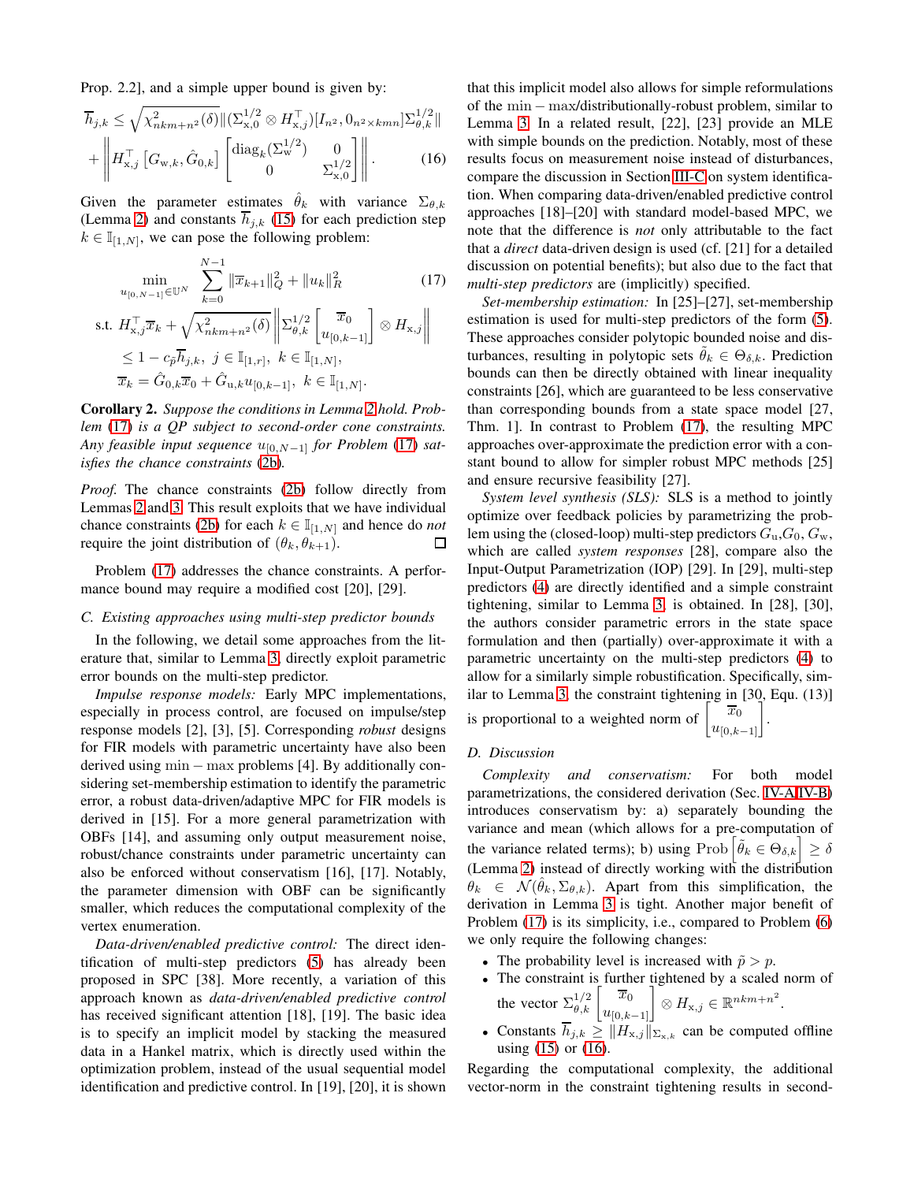Prop. 2.2], and a simple upper bound is given by:

$$\overline{h}_{j,k} \leq \sqrt{\chi^2_{nkm+n^2}(\delta)} \|(\Sigma_{\mathrm{x},0}^{1/2} \otimes H_{\mathrm{x},j}^\top)[I_{n^2}, 0_{n^2\times kmn}]\Sigma_{\theta,k}^{1/2}\| + \left\| H_{\mathrm{x},j}^\top \left[G_{\mathrm{w},k}, \hat{G}_{0,k}\right] \begin{bmatrix} \mathrm{diag}_k(\Sigma_{\mathrm{w}}^{1/2}) & 0 \\ 0 & \Sigma_{\mathrm{x},0}^{1/2} \end{bmatrix} \right\|. \tag{16}$$

Given the parameter estimates $\hat{\theta}_k$ with variance $\Sigma_{\theta,k}$ (Lemma 2) and constants $\overline{h}_{j,k}$ (15) for each prediction step $k \in \mathbb{I}_{[1,N]}$, we can pose the following problem:

$$\min_{u_{[0,N-1]}\in\mathbb{U}^N} \sum_{k=0}^{N-1} \|\overline{x}_{k+1}\|_Q^2 + \|u_k\|_R^2 \tag{17}$$

$$\text{s.t. } H_{\mathrm{x},j}^\top \overline{x}_k + \sqrt{\chi^2_{nkm+n^2}(\delta)} \left\| \Sigma_{\theta,k}^{1/2} \begin{bmatrix} \overline{x}_0 \\ u_{[0,k-1]} \end{bmatrix} \otimes H_{\mathrm{x},j} \right\| \leq 1 - c_{\tilde{p}} \overline{h}_{j,k}, \ j \in \mathbb{I}_{[1,r]}, \ k \in \mathbb{I}_{[1,N]},$$

$$\overline{x}_k = \hat{G}_{0,k}\overline{x}_0 + \hat{G}_{\mathrm{u},k} u_{[0,k-1]}, \ k \in \mathbb{I}_{[1,N]}.$$

**Corollary 2.** *Suppose the conditions in Lemma 2 hold. Problem (17) is a QP subject to second-order cone constraints. Any feasible input sequence $u_{[0,N-1]}$ for Problem (17) satisfies the chance constraints (2b).*

*Proof.* The chance constraints (2b) follow directly from Lemmas 2 and 3. This result exploits that we have individual chance constraints (2b) for each $k \in \mathbb{I}_{[1,N]}$ and hence do *not* require the joint distribution of $(\theta_k, \theta_{k+1})$. ◻

Problem (17) addresses the chance constraints. A performance bound may require a modified cost [20], [29].

### C. Existing approaches using multi-step predictor bounds

In the following, we detail some approaches from the literature that, similar to Lemma 3, directly exploit parametric error bounds on the multi-step predictor.

*Impulse response models:* Early MPC implementations, especially in process control, are focused on impulse/step response models [2], [3], [5]. Corresponding *robust* designs for FIR models with parametric uncertainty have also been derived using $\min-\max$ problems [4]. By additionally considering set-membership estimation to identify the parametric error, a robust data-driven/adaptive MPC for FIR models is derived in [15]. For a more general parametrization with OBFs [14], and assuming only output measurement noise, robust/chance constraints under parametric uncertainty can also be enforced without conservatism [16], [17]. Notably, the parameter dimension with OBF can be significantly smaller, which reduces the computational complexity of the vertex enumeration.

*Data-driven/enabled predictive control:* The direct identification of multi-step predictors (5) has already been proposed in SPC [38]. More recently, a variation of this approach known as *data-driven/enabled predictive control* has received significant attention [18], [19]. The basic idea is to specify an implicit model by stacking the measured data in a Hankel matrix, which is directly used within the optimization problem, instead of the usual sequential model identification and predictive control. In [19], [20], it is shown that this implicit model also allows for simple reformulations of the $\min-\max$/distributionally-robust problem, similar to Lemma 3. In a related result, [22], [23] provide an MLE with simple bounds on the prediction. Notably, most of these results focus on measurement noise instead of disturbances, compare the discussion in Section III-C on system identification. When comparing data-driven/enabled predictive control approaches [18]–[20] with standard model-based MPC, we note that the difference is *not* only attributable to the fact that a *direct* data-driven design is used (cf. [21] for a detailed discussion on potential benefits); but also due to the fact that *multi-step predictors* are (implicitly) specified.

*Set-membership estimation:* In [25]–[27], set-membership estimation is used for multi-step predictors of the form (5). These approaches consider polytopic bounded noise and disturbances, resulting in polytope sets $\tilde{\theta}_k \in \Theta_{\delta,k}$. Prediction bounds can then be directly obtained with linear inequality constraints [26], which are guaranteed to be less conservative than corresponding bounds from a state space model [27, Thm. 1]. In contrast to Problem (17), the resulting MPC approaches over-approximate the prediction error with a constant bound to allow for simpler robust MPC methods [25] and ensure recursive feasibility [27].

*System level synthesis (SLS):* SLS is a method to jointly optimize over feedback policies by parametrizing the problem using the (closed-loop) multi-step predictors $G_{\mathrm{u}}, G_0, G_{\mathrm{w}}$, which are called *system responses* [28], compare also the Input-Output Parametrization (IOP) [29]. In [29], multi-step predictors (4) are directly identified and a simple constraint tightening, similar to Lemma 3, is obtained. In [28], [30], the authors consider parametric errors in the state space formulation and then (partially) over-approximate it with a parametric uncertainty on the multi-step predictors (4) to allow for a similarly simple robustification. Specifically, similar to Lemma 3, the constraint tightening in [30, Equ. (13)] is proportional to a weighted norm of $\begin{bmatrix} \overline{x}_0 \\ u_{[0,k-1]} \end{bmatrix}$.

### D. Discussion

*Complexity and conservatism:* For both model parametrizations, the considered derivation (Sec. IV-A/IV-B) introduces conservatism by: a) separately bounding the variance and mean (which allows for a pre-computation of the variance related terms); b) using $\mathrm{Prob}\left[\tilde{\theta}_k \in \Theta_{\delta,k}\right] \geq \delta$ (Lemma 2) instead of directly working with the distribution $\theta_k \in \mathcal{N}(\hat{\theta}_k, \Sigma_{\theta,k})$. Apart from this simplification, the derivation in Lemma 3 is tight. Another major benefit of Problem (17) is its simplicity, i.e., compared to Problem (6) we only require the following changes:

- The probability level is increased with $\tilde{p} > p$.
- The constraint is further tightened by a scaled norm of the vector $\Sigma_{\theta,k}^{1/2} \begin{bmatrix} \overline{x}_0 \\ u_{[0,k-1]} \end{bmatrix} \otimes H_{\mathrm{x},j} \in \mathbb{R}^{nkm+n^2}$.
- Constants $\overline{h}_{j,k} \geq \|H_{\mathrm{x},j}\|_{\Sigma_{\mathrm{x},k}}$ can be computed offline using (15) or (16).

Regarding the computational complexity, the additional vector-norm in the constraint tightening results in second-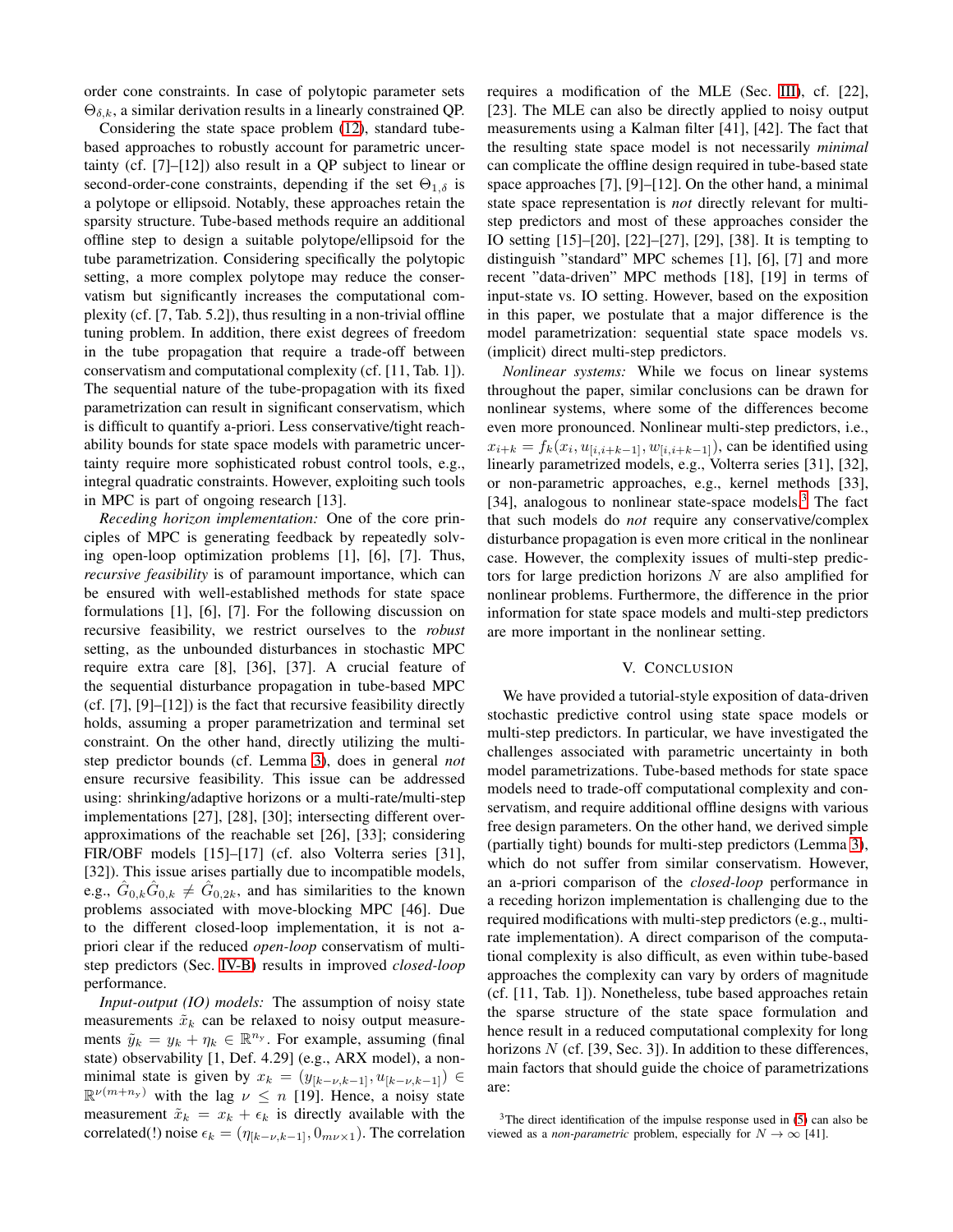order cone constraints. In case of polytopic parameter sets $\Theta_{\delta,k}$, a similar derivation results in a linearly constrained QP.

Considering the state space problem (12), standard tube-based approaches to robustly account for parametric uncertainty (cf. [7]–[12]) also result in a QP subject to linear or second-order-cone constraints, depending if the set $\Theta_{1,\delta}$ is a polytope or ellipsoid. Notably, these approaches retain the sparsity structure. Tube-based methods require an additional offline step to design a suitable polytope/ellipsoid for the tube parametrization. Considering specifically the polytopic setting, a more complex polytope may reduce the conservatism but significantly increases the computational complexity (cf. [7, Tab. 5.2]), thus resulting in a non-trivial offline tuning problem. In addition, there exist degrees of freedom in the tube propagation that require a trade-off between conservatism and computational complexity (cf. [11, Tab. 1]). The sequential nature of the tube-propagation with its fixed parametrization can result in significant conservatism, which is difficult to quantify a-priori. Less conservative/tight reachability bounds for state space models with parametric uncertainty require more sophisticated robust control tools, e.g., integral quadratic constraints. However, exploiting such tools in MPC is part of ongoing research [13].

*Receding horizon implementation:* One of the core principles of MPC is generating feedback by repeatedly solving open-loop optimization problems [1], [6], [7]. Thus, *recursive feasibility* is of paramount importance, which can be ensured with well-established methods for state space formulations [1], [6], [7]. For the following discussion on recursive feasibility, we restrict ourselves to the *robust* setting, as the unbounded disturbances in stochastic MPC require extra care [8], [36], [37]. A crucial feature of the sequential disturbance propagation in tube-based MPC (cf. [7], [9]–[12]) is the fact that recursive feasibility directly holds, assuming a proper parametrization and terminal set constraint. On the other hand, directly utilizing the multi-step predictor bounds (cf. Lemma 3), does in general *not* ensure recursive feasibility. This issue can be addressed using: shrinking/adaptive horizons or a multi-rate/multi-step implementations [27], [28], [30]; intersecting different over-approximations of the reachable set [26], [33]; considering FIR/OBF models [15]–[17] (cf. also Volterra series [31], [32]). This issue arises partially due to incompatible models, e.g., $\hat{G}_{0,k}\hat{G}_{0,k} \neq \hat{G}_{0,2k}$, and has similarities to the known problems associated with move-blocking MPC [46]. Due to the different closed-loop implementation, it is not a-priori clear if the reduced *open-loop* conservatism of multi-step predictors (Sec. IV-B) results in improved *closed-loop* performance.

*Input-output (IO) models:* The assumption of noisy state measurements $\tilde{x}_k$ can be relaxed to noisy output measurements $\tilde{y}_k = y_k + \eta_k \in \mathbb{R}^{n_y}$. For example, assuming (final state) observability [1, Def. 4.29] (e.g., ARX model), a non-minimal state is given by $x_k = (y_{[k-\nu,k-1]}, u_{[k-\nu,k-1]}) \in \mathbb{R}^{\nu(m+n_y)}$ with the lag $\nu \leq n$ [19]. Hence, a noisy state measurement $\tilde{x}_k = x_k + \epsilon_k$ is directly available with the correlated(!) noise $\epsilon_k = (\eta_{[k-\nu,k-1]}, 0_{m\nu\times 1})$. The correlation requires a modification of the MLE (Sec. III), cf. [22], [23]. The MLE can also be directly applied to noisy output measurements using a Kalman filter [41], [42]. The fact that the resulting state space model is not necessarily *minimal* can complicate the offline design required in tube-based state space approaches [7], [9]–[12]. On the other hand, a minimal state space representation is *not* directly relevant for multi-step predictors and most of these approaches consider the IO setting [15]–[20], [22]–[27], [29], [38]. It is tempting to distinguish "standard" MPC schemes [1], [6], [7] and more recent "data-driven" MPC methods [18], [19] in terms of input-state vs. IO setting. However, based on the exposition in this paper, we postulate that a major difference is the model parametrization: sequential state space models vs. (implicit) direct multi-step predictors.

*Nonlinear systems:* While we focus on linear systems throughout the paper, similar conclusions can be drawn for nonlinear systems, where some of the differences become even more pronounced. Nonlinear multi-step predictors, i.e., $x_{i+k} = f_k(x_i, u_{[i,i+k-1]}, w_{[i,i+k-1]})$, can be identified using linearly parametrized models, e.g., Volterra series [31], [32], or non-parametric approaches, e.g., kernel methods [33], [34], analogous to nonlinear state-space models.[3] The fact that such models do *not* require any conservative/complex disturbance propagation is even more critical in the nonlinear case. However, the complexity issues of multi-step predictors for large prediction horizons $N$ are also amplified for nonlinear problems. Furthermore, the difference in the prior information for state space models and multi-step predictors are more important in the nonlinear setting.

## V. Conclusion

We have provided a tutorial-style exposition of data-driven stochastic predictive control using state space models or multi-step predictors. In particular, we have investigated the challenges associated with parametric uncertainty in both model parametrizations. Tube-based methods for state space models need to trade-off computational complexity and conservatism, and require additional offline designs with various free design parameters. On the other hand, we derived simple (partially tight) bounds for multi-step predictors (Lemma 3), which do not suffer from similar conservatism. However, an a-priori comparison of the *closed-loop* performance in a receding horizon implementation is challenging due to the required modifications with multi-step predictors (e.g., multi-rate implementation). A direct comparison of the computational complexity is also difficult, as even within tube-based approaches the complexity can vary by orders of magnitude (cf. [11, Tab. 1]). Nonetheless, tube based approaches retain the sparse structure of the state space formulation and hence result in a reduced computational complexity for long horizons $N$ (cf. [39, Sec. 3]). In addition to these differences, main factors that should guide the choice of parametrizations are:

[3] The direct identification of the impulse response used in (5) can also be viewed as a *non-parametric* problem, especially for $N \to \infty$ [41].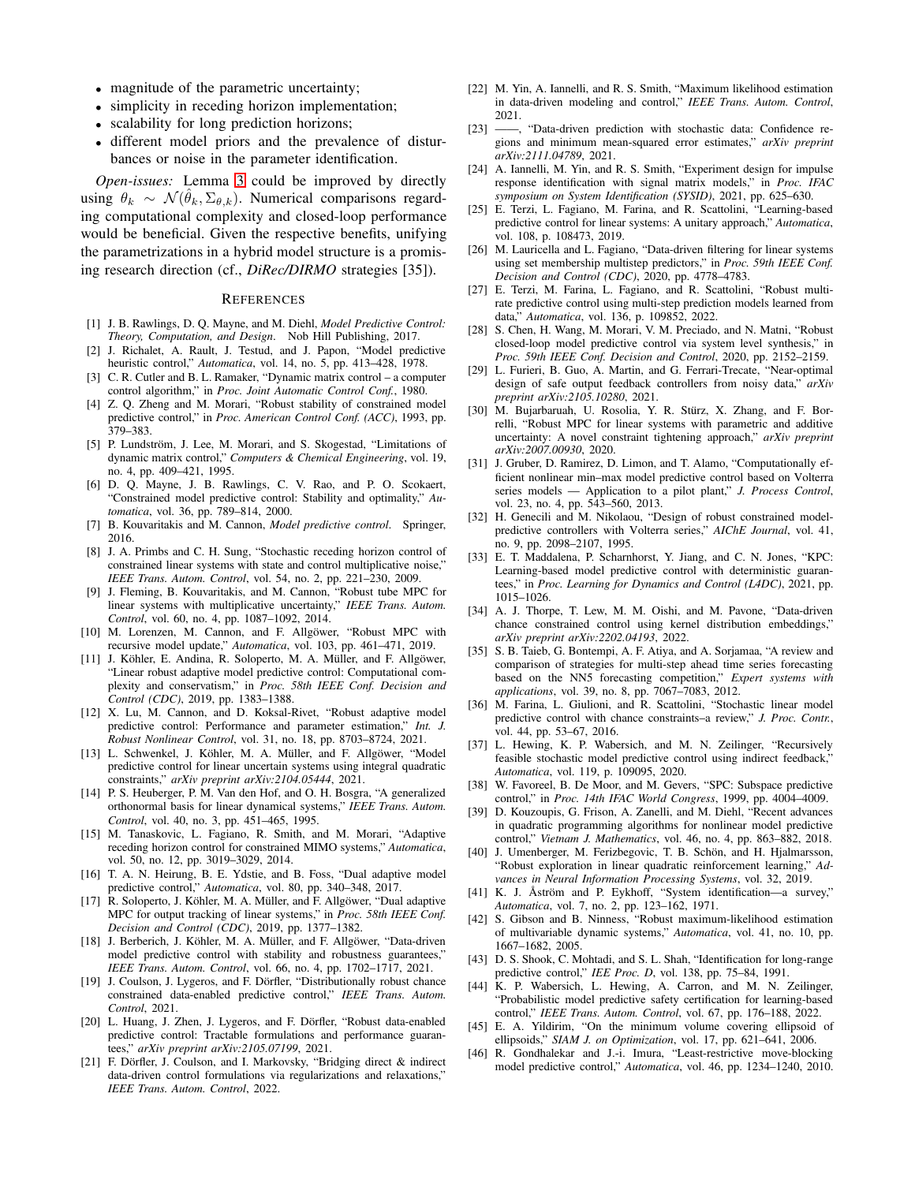- magnitude of the parametric uncertainty;
- simplicity in receding horizon implementation;
- scalability for long prediction horizons;
- different model priors and the prevalence of disturbances or noise in the parameter identification.

*Open-issues:* Lemma 3 could be improved by directly using $\theta_k \sim \mathcal{N}(\hat{\theta}_k, \Sigma_{\theta,k})$. Numerical comparisons regarding computational complexity and closed-loop performance would be beneficial. Given the respective benefits, unifying the parametrizations in a hybrid model structure is a promising research direction (cf., *DiRec/DIRMO* strategies [35]).

## References

[1] J. B. Rawlings, D. Q. Mayne, and M. Diehl, *Model Predictive Control: Theory, Computation, and Design*. Nob Hill Publishing, 2017.

[2] J. Richalet, A. Rault, J. Testud, and J. Papon, "Model predictive heuristic control," *Automatica*, vol. 14, no. 5, pp. 413–428, 1978.

[3] C. R. Cutler and B. L. Ramaker, "Dynamic matrix control – a computer control algorithm," in *Proc. Joint Automatic Control Conf.*, 1980.

[4] Z. Q. Zheng and M. Morari, "Robust stability of constrained model predictive control," in *Proc. American Control Conf. (ACC)*, 1993, pp. 379–383.

[5] P. Lundström, J. Lee, M. Morari, and S. Skogestad, "Limitations of dynamic matrix control," *Computers & Chemical Engineering*, vol. 19, no. 4, pp. 409–421, 1995.

[6] D. Q. Mayne, J. B. Rawlings, C. V. Rao, and P. O. Scokaert, "Constrained model predictive control: Stability and optimality," *Automatica*, vol. 36, pp. 789–814, 2000.

[7] B. Kouvaritakis and M. Cannon, *Model predictive control*. Springer, 2016.

[8] J. A. Primbs and C. H. Sung, "Stochastic receding horizon control of constrained linear systems with state and control multiplicative noise," *IEEE Trans. Autom. Control*, vol. 54, no. 2, pp. 221–230, 2009.

[9] J. Fleming, B. Kouvaritakis, and M. Cannon, "Robust tube MPC for linear systems with multiplicative uncertainty," *IEEE Trans. Autom. Control*, vol. 60, no. 4, pp. 1087–1092, 2014.

[10] M. Lorenzen, M. Cannon, and F. Allgöwer, "Robust MPC with recursive model update," *Automatica*, vol. 103, pp. 461–471, 2019.

[11] J. Köhler, E. Andina, R. Soloperto, M. A. Müller, and F. Allgöwer, "Linear robust adaptive model predictive control: Computational complexity and conservatism," in *Proc. 58th IEEE Conf. Decision and Control (CDC)*, 2019, pp. 1383–1388.

[12] X. Lu, M. Cannon, and D. Koksal-Rivet, "Robust adaptive model predictive control: Performance and parameter estimation," *Int. J. Robust Nonlinear Control*, vol. 31, no. 18, pp. 8703–8724, 2021.

[13] L. Schwenkel, J. Köhler, M. A. Müller, and F. Allgöwer, "Model predictive control for linear uncertain systems using integral quadratic constraints," *arXiv preprint arXiv:2104.05444*, 2021.

[14] P. S. Heuberger, P. M. Van den Hof, and O. H. Bosgra, "A generalized orthonormal basis for linear dynamical systems," *IEEE Trans. Autom. Control*, vol. 40, no. 3, pp. 451–465, 1995.

[15] M. Tanaskovic, L. Fagiano, R. Smith, and M. Morari, "Adaptive receding horizon control for constrained MIMO systems," *Automatica*, vol. 50, no. 12, pp. 3019–3029, 2014.

[16] T. A. N. Heirung, B. E. Ydstie, and B. Foss, "Dual adaptive model predictive control," *Automatica*, vol. 80, pp. 340–348, 2017.

[17] R. Soloperto, J. Köhler, M. A. Müller, and F. Allgöwer, "Dual adaptive MPC for output tracking of linear systems," in *Proc. 58th IEEE Conf. Decision and Control (CDC)*, 2019, pp. 1377–1382.

[18] J. Berberich, J. Köhler, M. A. Müller, and F. Allgöwer, "Data-driven model predictive control with stability and robustness guarantees," *IEEE Trans. Autom. Control*, vol. 66, no. 4, pp. 1702–1717, 2021.

[19] J. Coulson, J. Lygeros, and F. Dörfler, "Distributionally robust chance constrained data-enabled predictive control," *IEEE Trans. Autom. Control*, 2021.

[20] L. Huang, J. Zhen, J. Lygeros, and F. Dörfler, "Robust data-enabled predictive control: Tractable formulations and performance guarantees," *arXiv preprint arXiv:2105.07199*, 2021.

[21] F. Dörfler, J. Coulson, and I. Markovsky, "Bridging direct & indirect data-driven control formulations via regularizations and relaxations," *IEEE Trans. Autom. Control*, 2022.

[22] M. Yin, A. Iannelli, and R. S. Smith, "Maximum likelihood estimation in data-driven modeling and control," *IEEE Trans. Autom. Control*, 2021.

[23] ——, "Data-driven prediction with stochastic data: Confidence regions and minimum mean-squared error estimates," *arXiv preprint arXiv:2111.04789*, 2021.

[24] A. Iannelli, M. Yin, and R. S. Smith, "Experiment design for impulse response identification with signal matrix models," in *Proc. IFAC symposium on System Identification (SYSID)*, 2021, pp. 625–630.

[25] E. Terzi, L. Fagiano, M. Farina, and R. Scattolini, "Learning-based predictive control for linear systems: A unitary approach," *Automatica*, vol. 108, p. 108473, 2019.

[26] M. Lauricella and L. Fagiano, "Data-driven filtering for linear systems using set membership multistep predictors," in *Proc. 59th IEEE Conf. Decision and Control (CDC)*, 2020, pp. 4778–4783.

[27] E. Terzi, M. Farina, L. Fagiano, and R. Scattolini, "Robust multi-rate predictive control using multi-step prediction models learned from data," *Automatica*, vol. 136, p. 109852, 2022.

[28] S. Chen, H. Wang, M. Morari, V. M. Preciado, and N. Matni, "Robust closed-loop model predictive control via system level synthesis," in *Proc. 59th IEEE Conf. Decision and Control*, 2020, pp. 2152–2159.

[29] L. Furieri, B. Guo, A. Martin, and G. Ferrari-Trecate, "Near-optimal design of safe output feedback controllers from noisy data," *arXiv preprint arXiv:2105.10280*, 2021.

[30] M. Bujarbaruah, U. Rosolia, Y. R. Stürz, X. Zhang, and F. Borrelli, "Robust MPC for linear systems with parametric and additive uncertainty: A novel constraint tightening approach," *arXiv preprint arXiv:2007.00930*, 2020.

[31] J. Gruber, D. Ramirez, D. Limon, and T. Alamo, "Computationally efficient nonlinear min–max model predictive control based on Volterra series models — Application to a pilot plant," *J. Process Control*, vol. 23, no. 4, pp. 543–560, 2013.

[32] H. Genecili and M. Nikolaou, "Design of robust constrained model-predictive controllers with Volterra series," *AIChE Journal*, vol. 41, no. 9, pp. 2098–2107, 1995.

[33] E. T. Maddalena, P. Scharnhorst, Y. Jiang, and C. N. Jones, "KPC: Learning-based model predictive control with deterministic guarantees," in *Proc. Learning for Dynamics and Control (L4DC)*, 2021, pp. 1015–1026.

[34] A. J. Thorpe, T. Lew, M. M. Oishi, and M. Pavone, "Data-driven chance constrained control using kernel distribution embeddings," *arXiv preprint arXiv:2202.04193*, 2022.

[35] S. B. Taieb, G. Bontempi, A. F. Atiya, and A. Sorjamaa, "A review and comparison of strategies for multi-step ahead time series forecasting based on the NN5 forecasting competition," *Expert systems with applications*, vol. 39, no. 8, pp. 7067–7083, 2012.

[36] M. Farina, L. Giulioni, and R. Scattolini, "Stochastic linear model predictive control with chance constraints–a review," *J. Proc. Contr.*, vol. 44, pp. 53–67, 2016.

[37] L. Hewing, K. P. Wabersich, and M. N. Zeilinger, "Recursively feasible stochastic model predictive control using indirect feedback," *Automatica*, vol. 119, p. 109095, 2020.

[38] W. Favoreel, B. De Moor, and M. Gevers, "SPC: Subspace predictive control," in *Proc. 14th IFAC World Congress*, 1999, pp. 4004–4009.

[39] D. Kouzoupis, G. Frison, A. Zanelli, and M. Diehl, "Recent advances in quadratic programming algorithms for nonlinear model predictive control," *Vietnam J. Mathematics*, vol. 46, no. 4, pp. 863–882, 2018.

[40] J. Umenberger, M. Ferizbegovic, T. B. Schön, and H. Hjalmarsson, "Robust exploration in linear quadratic reinforcement learning," *Advances in Neural Information Processing Systems*, vol. 32, 2019.

[41] K. J. Åström and P. Eykhoff, "System identification—a survey," *Automatica*, vol. 7, no. 2, pp. 123–162, 1971.

[42] S. Gibson and B. Ninness, "Robust maximum-likelihood estimation of multivariable dynamic systems," *Automatica*, vol. 41, no. 10, pp. 1667–1682, 2005.

[43] D. S. Shook, C. Mohtadi, and S. L. Shah, "Identification for long-range predictive control," *IEE Proc. D*, vol. 138, pp. 75–84, 1991.

[44] K. P. Wabersich, L. Hewing, A. Carron, and M. N. Zeilinger, "Probabilistic model predictive safety certification for learning-based control," *IEEE Trans. Autom. Control*, vol. 67, pp. 176–188, 2022.

[45] E. A. Yildirim, "On the minimum volume covering ellipsoid of ellipsoids," *SIAM J. on Optimization*, vol. 17, pp. 621–641, 2006.

[46] R. Gondhalekar and J.-i. Imura, "Least-restrictive move-blocking model predictive control," *Automatica*, vol. 46, pp. 1234–1240, 2010.